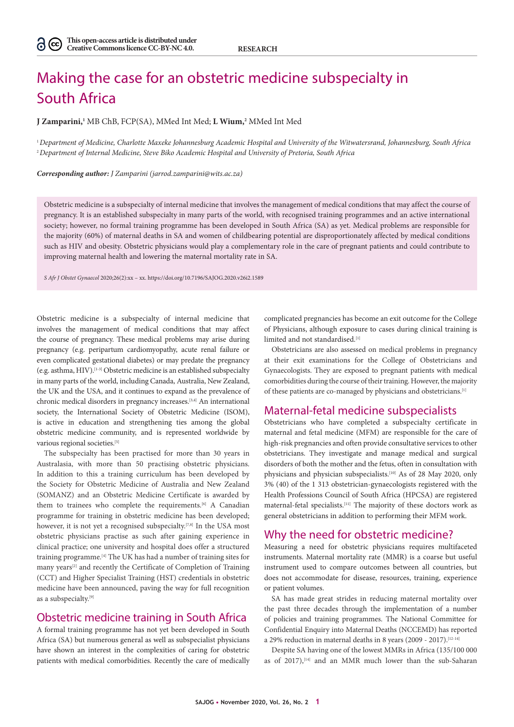# Making the case for an obstetric medicine subspecialty in South Africa

**J Zamparini,**[1] MB ChB, FCP(SA), MMed Int Med; **L Wium,**[2] MMed Int Med

[1] *Department of Medicine, Charlotte Maxeke Johannesburg Academic Hospital and University of the Witwatersrand, Johannesburg, South Africa*
[2] *Department of Internal Medicine, Steve Biko Academic Hospital and University of Pretoria, South Africa*

***Corresponding author:*** *J Zamparini (jarrod.zamparini@wits.ac.za)*

Obstetric medicine is a subspecialty of internal medicine that involves the management of medical conditions that may affect the course of pregnancy. It is an established subspecialty in many parts of the world, with recognised training programmes and an active international society; however, no formal training programme has been developed in South Africa (SA) as yet. Medical problems are responsible for the majority (60%) of maternal deaths in SA and women of childbearing potential are disproportionately affected by medical conditions such as HIV and obesity. Obstetric physicians would play a complementary role in the care of pregnant patients and could contribute to improving maternal health and lowering the maternal mortality rate in SA.

*S Afr J Obstet Gynaecol* 2020;26(2):xx – xx. https://doi.org/10.7196/SAJOG.2020.v26i2.1589

Obstetric medicine is a subspecialty of internal medicine that involves the management of medical conditions that may affect the course of pregnancy. These medical problems may arise during pregnancy (e.g. peripartum cardiomyopathy, acute renal failure or even complicated gestational diabetes) or may predate the pregnancy (e.g. asthma, HIV).[1-3] Obstetric medicine is an established subspecialty in many parts of the world, including Canada, Australia, New Zealand, the UK and the USA, and it continues to expand as the prevalence of chronic medical disorders in pregnancy increases.[3,4] An international society, the International Society of Obstetric Medicine (ISOM), is active in education and strengthening ties among the global obstetric medicine community, and is represented worldwide by various regional societies.[5]

The subspecialty has been practised for more than 30 years in Australasia, with more than 50 practising obstetric physicians. In addition to this a training curriculum has been developed by the Society for Obstetric Medicine of Australia and New Zealand (SOMANZ) and an Obstetric Medicine Certificate is awarded by them to trainees who complete the requirements.[6] A Canadian programme for training in obstetric medicine has been developed; however, it is not yet a recognised subspecialty.[7,8] In the USA most obstetric physicians practise as such after gaining experience in clinical practice; one university and hospital does offer a structured training programme.[4] The UK has had a number of training sites for many years[2] and recently the Certificate of Completion of Training (CCT) and Higher Specialist Training (HST) credentials in obstetric medicine have been announced, paving the way for full recognition as a subspecialty.[9]

## Obstetric medicine training in South Africa

A formal training programme has not yet been developed in South Africa (SA) but numerous general as well as subspecialist physicians have shown an interest in the complexities of caring for obstetric patients with medical comorbidities. Recently the care of medically complicated pregnancies has become an exit outcome for the College of Physicians, although exposure to cases during clinical training is limited and not standardised.[1]

Obstetricians are also assessed on medical problems in pregnancy at their exit examinations for the College of Obstetricians and Gynaecologists. They are exposed to pregnant patients with medical comorbidities during the course of their training. However, the majority of these patients are co-managed by physicians and obstetricians.[1]

## Maternal-fetal medicine subspecialists

Obstetricians who have completed a subspecialty certificate in maternal and fetal medicine (MFM) are responsible for the care of high-risk pregnancies and often provide consultative services to other obstetricians. They investigate and manage medical and surgical disorders of both the mother and the fetus, often in consultation with physicians and physician subspecialists.[10] As of 28 May 2020, only 3% (40) of the 1 313 obstetrician-gynaecologists registered with the Health Professions Council of South Africa (HPCSA) are registered maternal-fetal specialists.[11] The majority of these doctors work as general obstetricians in addition to performing their MFM work.

## Why the need for obstetric medicine?

Measuring a need for obstetric physicians requires multifaceted instruments. Maternal mortality rate (MMR) is a coarse but useful instrument used to compare outcomes between all countries, but does not accommodate for disease, resources, training, experience or patient volumes.

SA has made great strides in reducing maternal mortality over the past three decades through the implementation of a number of policies and training programmes. The National Committee for Confidential Enquiry into Maternal Deaths (NCCEMD) has reported a 29% reduction in maternal deaths in 8 years (2009 - 2017).[12-14]

Despite SA having one of the lowest MMRs in Africa (135/100 000 as of 2017),[14] and an MMR much lower than the sub-Saharan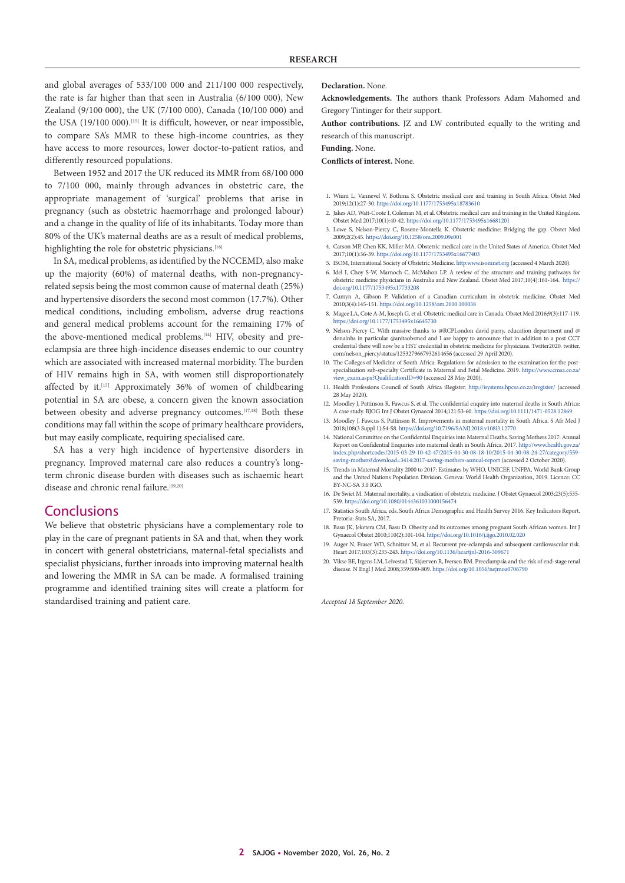and global averages of 533/100 000 and 211/100 000 respectively, the rate is far higher than that seen in Australia (6/100 000), New Zealand (9/100 000), the UK (7/100 000), Canada (10/100 000) and the USA (19/100 000).[15] It is difficult, however, or near impossible, to compare SA's MMR to these high-income countries, as they have access to more resources, lower doctor-to-patient ratios, and differently resourced populations.

Between 1952 and 2017 the UK reduced its MMR from 68/100 000 to 7/100 000, mainly through advances in obstetric care, the appropriate management of 'surgical' problems that arise in pregnancy (such as obstetric haemorrhage and prolonged labour) and a change in the quality of life of its inhabitants. Today more than 80% of the UK's maternal deaths are as a result of medical problems, highlighting the role for obstetric physicians.[16]

In SA, medical problems, as identified by the NCCEMD, also make up the majority (60%) of maternal deaths, with non-pregnancy-related sepsis being the most common cause of maternal death (25%) and hypertensive disorders the second most common (17.7%). Other medical conditions, including embolism, adverse drug reactions and general medical problems account for the remaining 17% of the above-mentioned medical problems.[14] HIV, obesity and pre-eclampsia are three high-incidence diseases endemic to our country which are associated with increased maternal morbidity. The burden of HIV remains high in SA, with women still disproportionately affected by it.[17] Approximately 36% of women of childbearing potential in SA are obese, a concern given the known association between obesity and adverse pregnancy outcomes.[17,18] Both these conditions may fall within the scope of primary healthcare providers, but may easily complicate, requiring specialised care.

SA has a very high incidence of hypertensive disorders in pregnancy. Improved maternal care also reduces a country's long-term chronic disease burden with diseases such as ischaemic heart disease and chronic renal failure.[19,20]

## Conclusions

We believe that obstetric physicians have a complementary role to play in the care of pregnant patients in SA and that, when they work in concert with general obstetricians, maternal-fetal specialists and specialist physicians, further inroads into improving maternal health and lowering the MMR in SA can be made. A formalised training programme and identified training sites will create a platform for standardised training and patient care.

**Declaration.** None.

**Acknowledgements.** The authors thank Professors Adam Mahomed and Gregory Tintinger for their support.

**Author contributions.** JZ and LW contributed equally to the writing and research of this manuscript.

**Funding.** None.

**Conflicts of interest.** None.

1. Wium L, Vannevel V, Bothma S. Obstetric medical care and training in South Africa. Obstet Med 2019;12(1):27-30. https://doi.org/10.1177/1753495x18783610
2. Jakes AD, Watt-Coote I, Coleman M, et al. Obstetric medical care and training in the United Kingdom. Obstet Med 2017;10(1):40-42. https://doi.org/10.1177/1753495x16681201
3. Lowe S, Nelson-Piercy C, Rosene-Montella K. Obstetric medicine: Bridging the gap. Obstet Med 2009;2(2):45. https://doi.org/10.1258/om.2009.09e001
4. Carson MP, Chen KK, Miller MA. Obstetric medical care in the United States of America. Obstet Med 2017;10(1):36-39. https://doi.org/10.1177/1753495x16677403
5. ISOM, International Society of Obstetric Medicine. http:www.isomnet.org (accessed 4 March 2020).
6. Idel I, Choy S-W, Marnoch C, McMahon LP. A review of the structure and training pathways for obstetric medicine physicians in Australia and New Zealand. Obstet Med 2017;10(4):161-164. https://doi.org/10.1177/1753495x17733208
7. Cumyn A, Gibson P. Validation of a Canadian curriculum in obstetric medicine. Obstet Med 2010;3(4):145-151. https://doi.org/10.1258/om.2010.100038
8. Magee LA, Cote A-M, Joseph G, et al. Obstetric medical care in Canada. Obstet Med 2016;9(3):117-119. https://doi.org/10.1177/1753495x16645730
9. Nelson-Piercy C. With massive thanks to @RCPLondon david parry, education department and @donalnhs in particular @anitaobsmed and I are happy to announce that in addition to a post CCT credential there will now be a HST credential in obstetric medicine for physicians. Twitter2020. twitter.com/nelson_piercy/status/1253279667932614656 (accessed 29 April 2020).
10. The Colleges of Medicine of South Africa. Regulations for admission to the examination for the post-specialisation sub-specialty Certificate in Maternal and Fetal Medicine. 2019. https://www.cmsa.co.za/view_exam.aspx?QualificationID=90 (accessed 28 May 2020).
11. Health Professions Council of South Africa iRegister. http://isystems.hpcsa.co.za/iregister/ (accessed 28 May 2020).
12. Moodley J, Pattinson R, Fawcus S, et al. The confidential enquiry into maternal deaths in South Africa: A case study. BJOG Int J Obstet Gynaecol 2014;121:53-60. https://doi.org/10.1111/1471-0528.12869
13. Moodley J, Fawcus S, Pattinson R. Improvements in maternal mortality in South Africa. S Afr Med J 2018;108(3 Suppl 1):S4-S8. https://doi.org/10.7196/SAMJ.2018.v108i3.12770
14. National Committee on the Confidential Enquiries into Maternal Deaths. Saving Mothers 2017: Annual Report on Confidential Enquiries into maternal death in South Africa. 2017. http://www.health.gov.za/index.php/shortcodes/2015-03-29-10-42-47/2015-04-30-08-18-10/2015-04-30-08-24-27/category/559-saving-mothers?download=3414:2017-saving-mothers-annual-report (accessed 2 October 2020).
15. Trends in Maternal Mortality 2000 to 2017: Estimates by WHO, UNICEF, UNFPA, World Bank Group and the United Nations Population Division. Geneva: World Health Organization, 2019. Licence: CC BY-NC-SA 3.0 IGO.
16. De Swiet M. Maternal mortality, a vindication of obstetric medicine. J Obstet Gynaecol 2003;23(5):535-539. https://doi.org/10.1080/0144361031000156474
17. Statistics South Africa, eds. South Africa Demographic and Health Survey 2016. Key Indicators Report. Pretoria: Stats SA, 2017.
18. Basu JK, Jeketera CM, Basu D. Obesity and its outcomes among pregnant South African women. Int J Gynaecol Obstet 2010;110(2):101-104. https://doi.org/10.1016/j.ijgo.2010.02.020
19. Auger N, Fraser WD, Schnitzer M, et al. Recurrent pre-eclampsia and subsequent cardiovascular risk. Heart 2017;103(3):235-243. https://doi.org/10.1136/heartjnl-2016-309671
20. Vikse BE, Irgens LM, Leivestad T, Skjærven R, Iversen BM. Preeclampsia and the risk of end-stage renal disease. N Engl J Med 2008;359:800-809. https://doi.org/10.1056/nejmoa0706790

*Accepted 18 September 2020.*